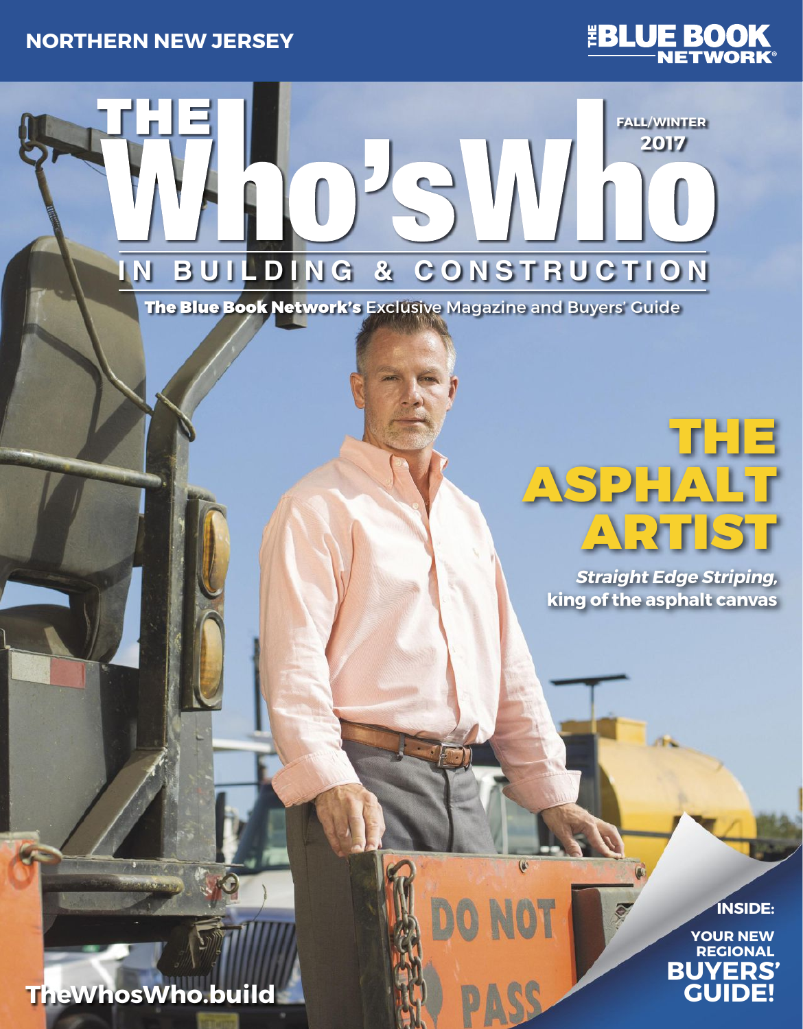NORTHERN NEW JERSEY

THE BLUE BOOK NETWORK®

# THE Who's Who

## IN BUILDING & CONSTRUCTION

FALL/WINTER 2017

**The Blue Book Network's** Exclusive Magazine and Buyers' Guide

# THE ASPHALT ARTIST

***Straight Edge Striping,* king of the asphalt canvas**

INSIDE:

YOUR NEW REGIONAL **BUYERS' GUIDE!**

TheWhosWho.build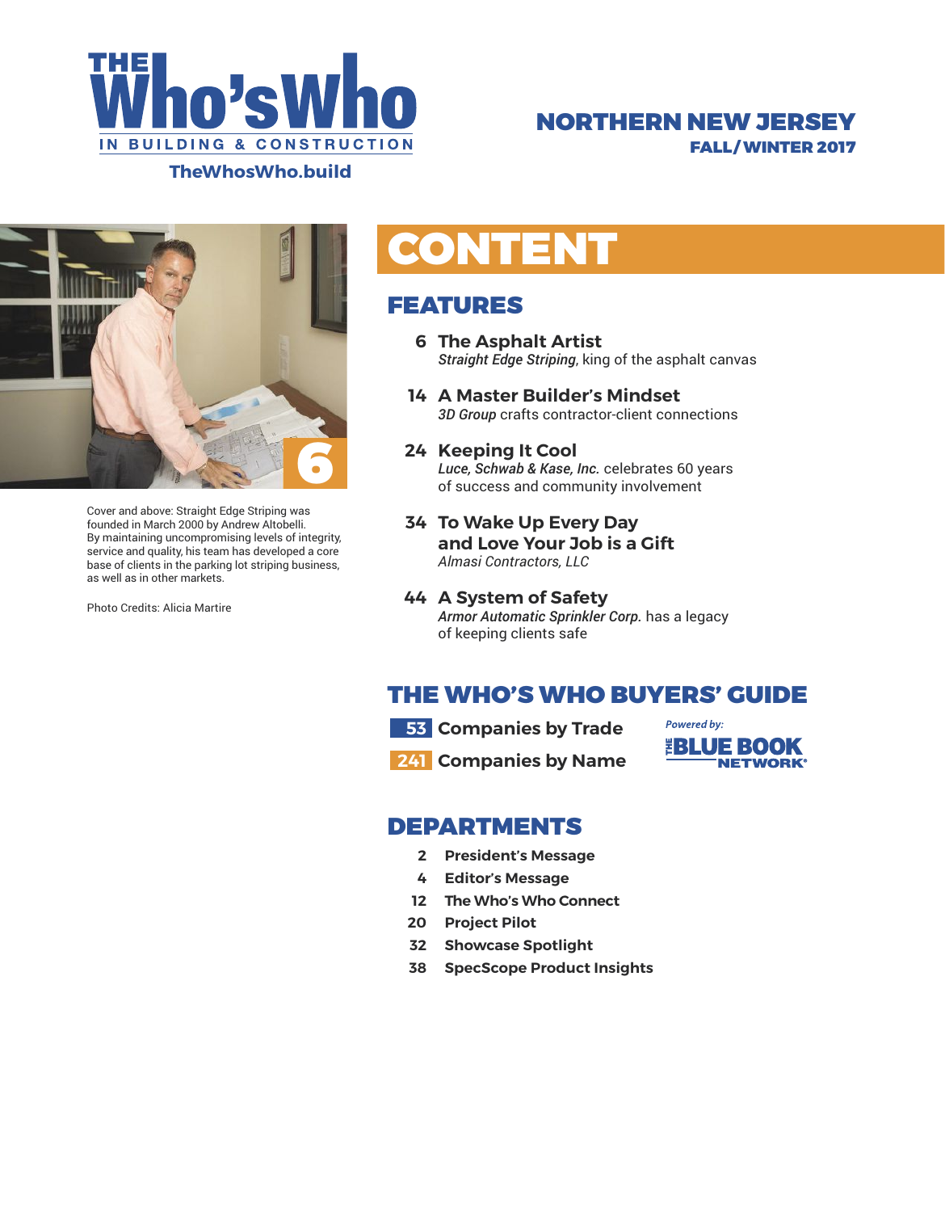# THE Who's Who IN BUILDING & CONSTRUCTION

TheWhosWho.build

**NORTHERN NEW JERSEY**
**FALL/WINTER 2017**

Cover and above: Straight Edge Striping was founded in March 2000 by Andrew Altobelli. By maintaining uncompromising levels of integrity, service and quality, his team has developed a core base of clients in the parking lot striping business, as well as in other markets.

Photo Credits: Alicia Martire

# CONTENT

## FEATURES

**6 The Asphalt Artist**
*Straight Edge Striping*, king of the asphalt canvas

**14 A Master Builder's Mindset**
*3D Group* crafts contractor-client connections

**24 Keeping It Cool**
*Luce, Schwab & Kase, Inc.* celebrates 60 years of success and community involvement

**34 To Wake Up Every Day and Love Your Job is a Gift**
*Almasi Contractors, LLC*

**44 A System of Safety**
*Armor Automatic Sprinkler Corp.* has a legacy of keeping clients safe

## THE WHO'S WHO BUYERS' GUIDE

**53 Companies by Trade**

**241 Companies by Name**

*Powered by:* THE BLUE BOOK NETWORK®

## DEPARTMENTS

- **2** President's Message
- **4** Editor's Message
- **12** The Who's Who Connect
- **20** Project Pilot
- **32** Showcase Spotlight
- **38** SpecScope Product Insights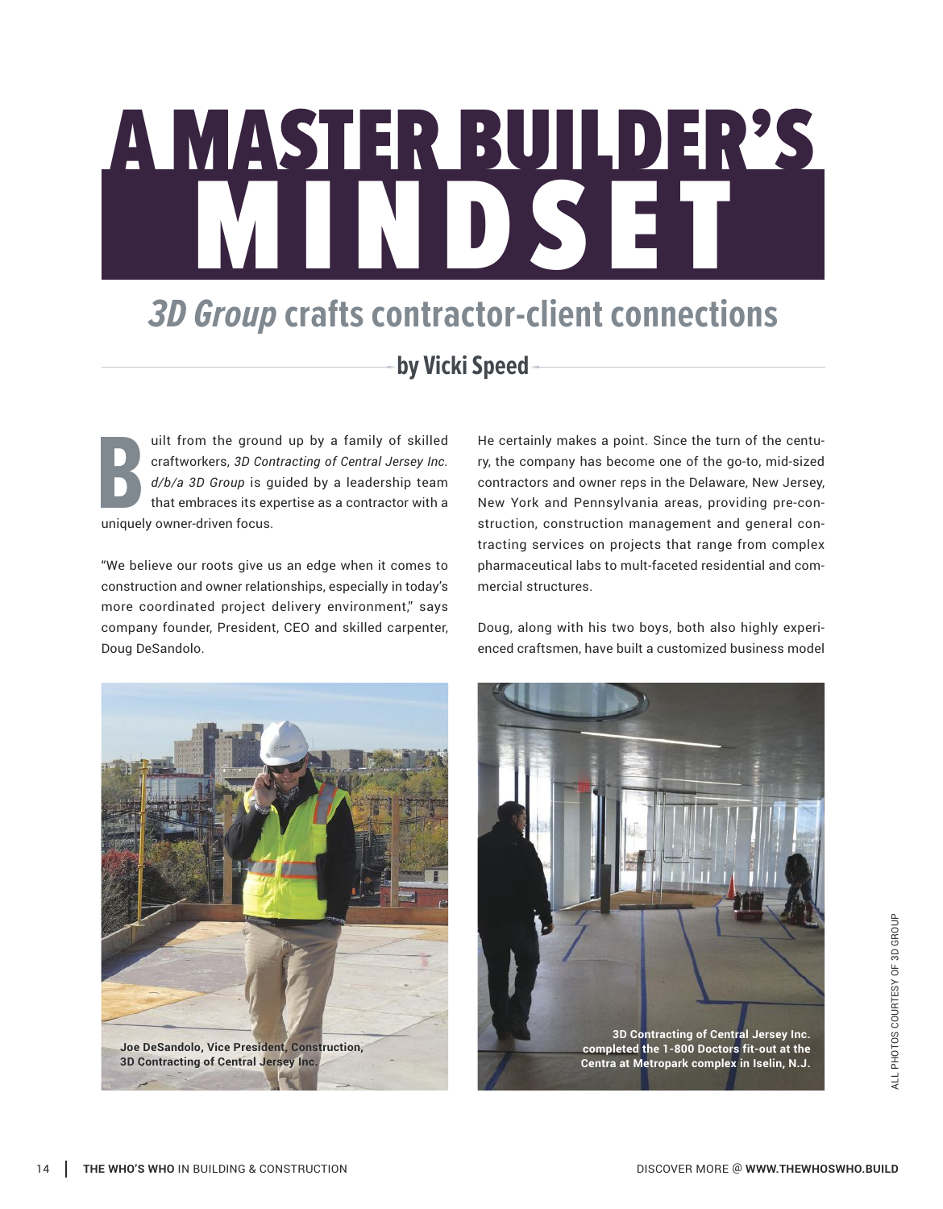# A MASTER BUILDER'S MINDSET

## *3D Group* crafts contractor-client connections

**by Vicki Speed**

Built from the ground up by a family of skilled craftworkers, *3D Contracting of Central Jersey Inc. d/b/a 3D Group* is guided by a leadership team that embraces its expertise as a contractor with a uniquely owner-driven focus.

"We believe our roots give us an edge when it comes to construction and owner relationships, especially in today's more coordinated project delivery environment," says company founder, President, CEO and skilled carpenter, Doug DeSandolo.

He certainly makes a point. Since the turn of the century, the company has become one of the go-to, mid-sized contractors and owner reps in the Delaware, New Jersey, New York and Pennsylvania areas, providing pre-construction, construction management and general contracting services on projects that range from complex pharmaceutical labs to mult-faceted residential and commercial structures.

Doug, along with his two boys, both also highly experienced craftsmen, have built a customized business model

**Joe DeSandolo, Vice President, Construction, 3D Contracting of Central Jersey Inc.**

**3D Contracting of Central Jersey Inc. completed the 1-800 Doctors fit-out at the Centra at Metropark complex in Iselin, N.J.**

ALL PHOTOS COURTESY OF 3D GROUP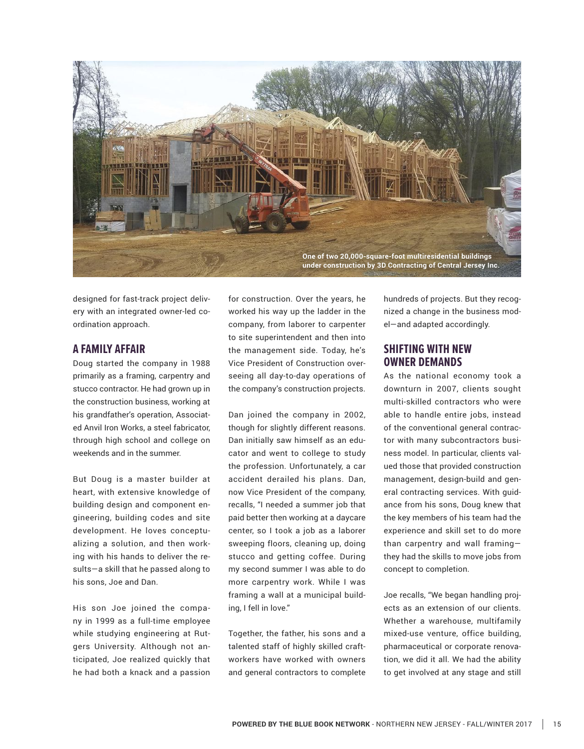One of two 20,000-square-foot multiresidential buildings under construction by 3D Contracting of Central Jersey Inc.

designed for fast-track project delivery with an integrated owner-led coordination approach.

## A FAMILY AFFAIR

Doug started the company in 1988 primarily as a framing, carpentry and stucco contractor. He had grown up in the construction business, working at his grandfather's operation, Associated Anvil Iron Works, a steel fabricator, through high school and college on weekends and in the summer.

But Doug is a master builder at heart, with extensive knowledge of building design and component engineering, building codes and site development. He loves conceptualizing a solution, and then working with his hands to deliver the results—a skill that he passed along to his sons, Joe and Dan.

His son Joe joined the company in 1999 as a full-time employee while studying engineering at Rutgers University. Although not anticipated, Joe realized quickly that he had both a knack and a passion for construction. Over the years, he worked his way up the ladder in the company, from laborer to carpenter to site superintendent and then into the management side. Today, he's Vice President of Construction overseeing all day-to-day operations of the company's construction projects.

Dan joined the company in 2002, though for slightly different reasons. Dan initially saw himself as an educator and went to college to study the profession. Unfortunately, a car accident derailed his plans. Dan, now Vice President of the company, recalls, "I needed a summer job that paid better then working at a daycare center, so I took a job as a laborer sweeping floors, cleaning up, doing stucco and getting coffee. During my second summer I was able to do more carpentry work. While I was framing a wall at a municipal building, I fell in love."

Together, the father, his sons and a talented staff of highly skilled craftworkers have worked with owners and general contractors to complete hundreds of projects. But they recognized a change in the business model—and adapted accordingly.

## SHIFTING WITH NEW OWNER DEMANDS

As the national economy took a downturn in 2007, clients sought multi-skilled contractors who were able to handle entire jobs, instead of the conventional general contractor with many subcontractors business model. In particular, clients valued those that provided construction management, design-build and general contracting services. With guidance from his sons, Doug knew that the key members of his team had the experience and skill set to do more than carpentry and wall framing—they had the skills to move jobs from concept to completion.

Joe recalls, "We began handling projects as an extension of our clients. Whether a warehouse, multifamily mixed-use venture, office building, pharmaceutical or corporate renovation, we did it all. We had the ability to get involved at any stage and still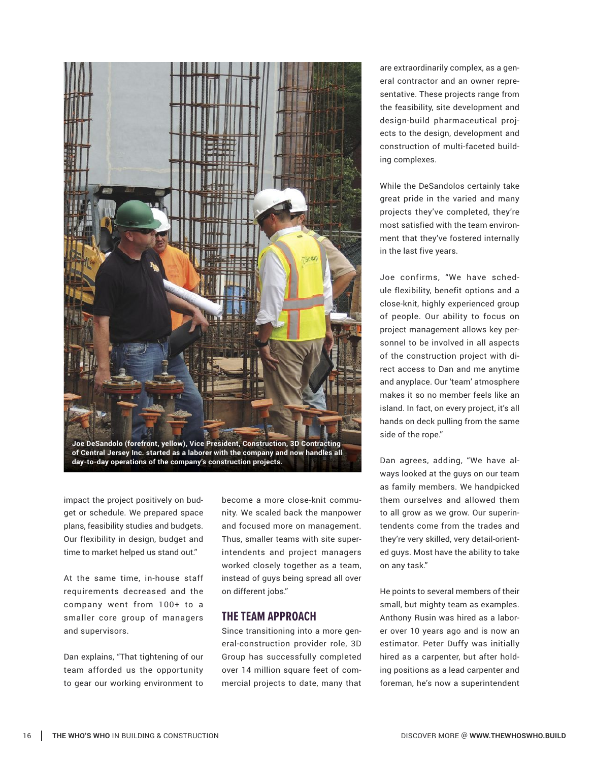Joe DeSandolo (forefront, yellow), Vice President, Construction, 3D Contracting of Central Jersey Inc. started as a laborer with the company and now handles all day-to-day operations of the company's construction projects.

impact the project positively on budget or schedule. We prepared space plans, feasibility studies and budgets. Our flexibility in design, budget and time to market helped us stand out."

At the same time, in-house staff requirements decreased and the company went from 100+ to a smaller core group of managers and supervisors.

Dan explains, "That tightening of our team afforded us the opportunity to gear our working environment to become a more close-knit community. We scaled back the manpower and focused more on management. Thus, smaller teams with site superintendents and project managers worked closely together as a team, instead of guys being spread all over on different jobs."

## THE TEAM APPROACH

Since transitioning into a more general-construction provider role, 3D Group has successfully completed over 14 million square feet of commercial projects to date, many that are extraordinarily complex, as a general contractor and an owner representative. These projects range from the feasibility, site development and design-build pharmaceutical projects to the design, development and construction of multi-faceted building complexes.

While the DeSandolos certainly take great pride in the varied and many projects they've completed, they're most satisfied with the team environment that they've fostered internally in the last five years.

Joe confirms, "We have schedule flexibility, benefit options and a close-knit, highly experienced group of people. Our ability to focus on project management allows key personnel to be involved in all aspects of the construction project with direct access to Dan and me anytime and anyplace. Our 'team' atmosphere makes it so no member feels like an island. In fact, on every project, it's all hands on deck pulling from the same side of the rope."

Dan agrees, adding, "We have always looked at the guys on our team as family members. We handpicked them ourselves and allowed them to all grow as we grow. Our superintendents come from the trades and they're very skilled, very detail-oriented guys. Most have the ability to take on any task."

He points to several members of their small, but mighty team as examples. Anthony Rusin was hired as a laborer over 10 years ago and is now an estimator. Peter Duffy was initially hired as a carpenter, but after holding positions as a lead carpenter and foreman, he's now a superintendent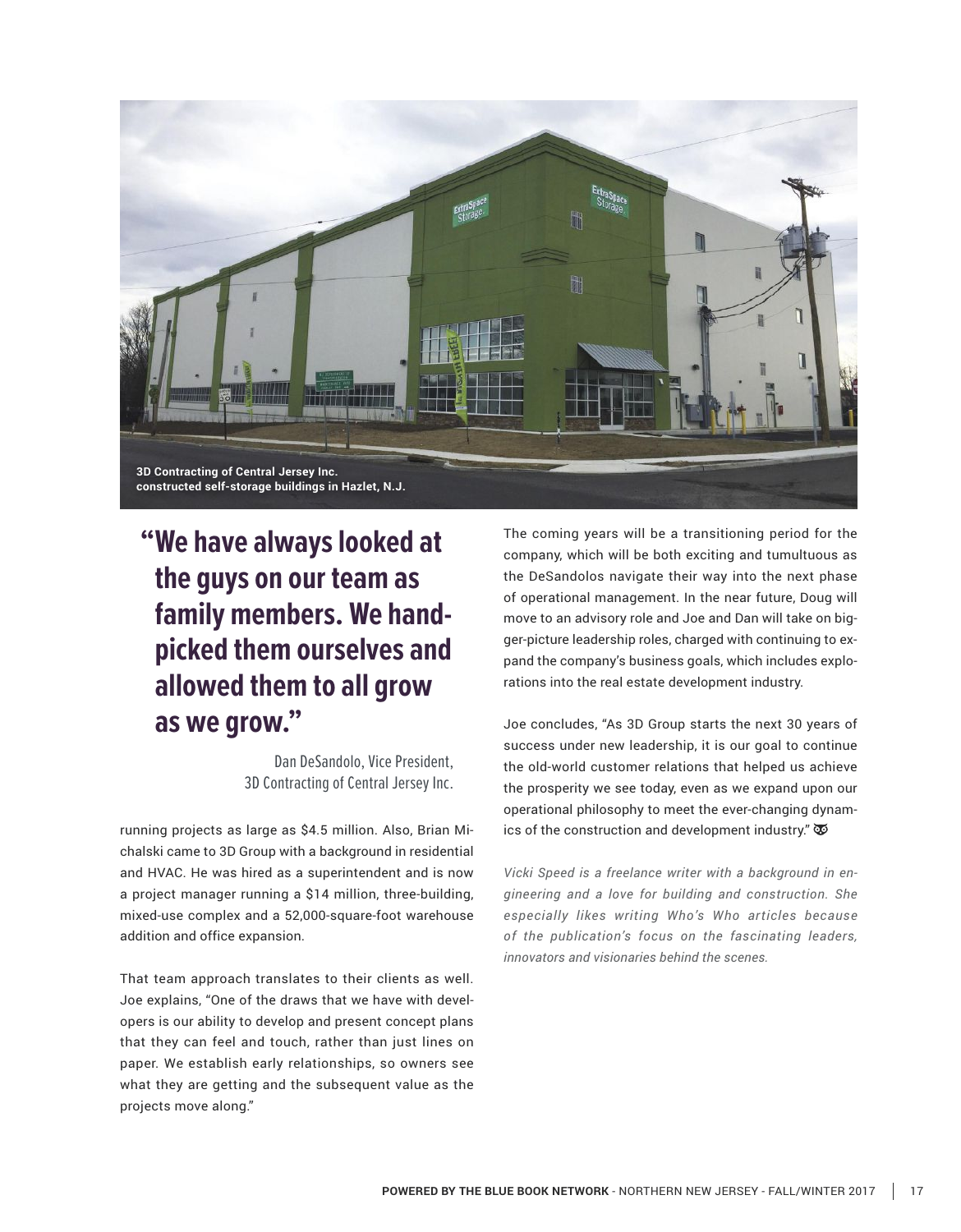3D Contracting of Central Jersey Inc. constructed self-storage buildings in Hazlet, N.J.

> **"We have always looked at the guys on our team as family members. We hand-picked them ourselves and allowed them to all grow as we grow."**
>
> Dan DeSandolo, Vice President, 3D Contracting of Central Jersey Inc.

running projects as large as $4.5 million. Also, Brian Michalski came to 3D Group with a background in residential and HVAC. He was hired as a superintendent and is now a project manager running a $14 million, three-building, mixed-use complex and a 52,000-square-foot warehouse addition and office expansion.

That team approach translates to their clients as well. Joe explains, "One of the draws that we have with developers is our ability to develop and present concept plans that they can feel and touch, rather than just lines on paper. We establish early relationships, so owners see what they are getting and the subsequent value as the projects move along."

The coming years will be a transitioning period for the company, which will be both exciting and tumultuous as the DeSandolos navigate their way into the next phase of operational management. In the near future, Doug will move to an advisory role and Joe and Dan will take on bigger-picture leadership roles, charged with continuing to expand the company's business goals, which includes explorations into the real estate development industry.

Joe concludes, "As 3D Group starts the next 30 years of success under new leadership, it is our goal to continue the old-world customer relations that helped us achieve the prosperity we see today, even as we expand upon our operational philosophy to meet the ever-changing dynamics of the construction and development industry."

*Vicki Speed is a freelance writer with a background in engineering and a love for building and construction. She especially likes writing Who's Who articles because of the publication's focus on the fascinating leaders, innovators and visionaries behind the scenes.*